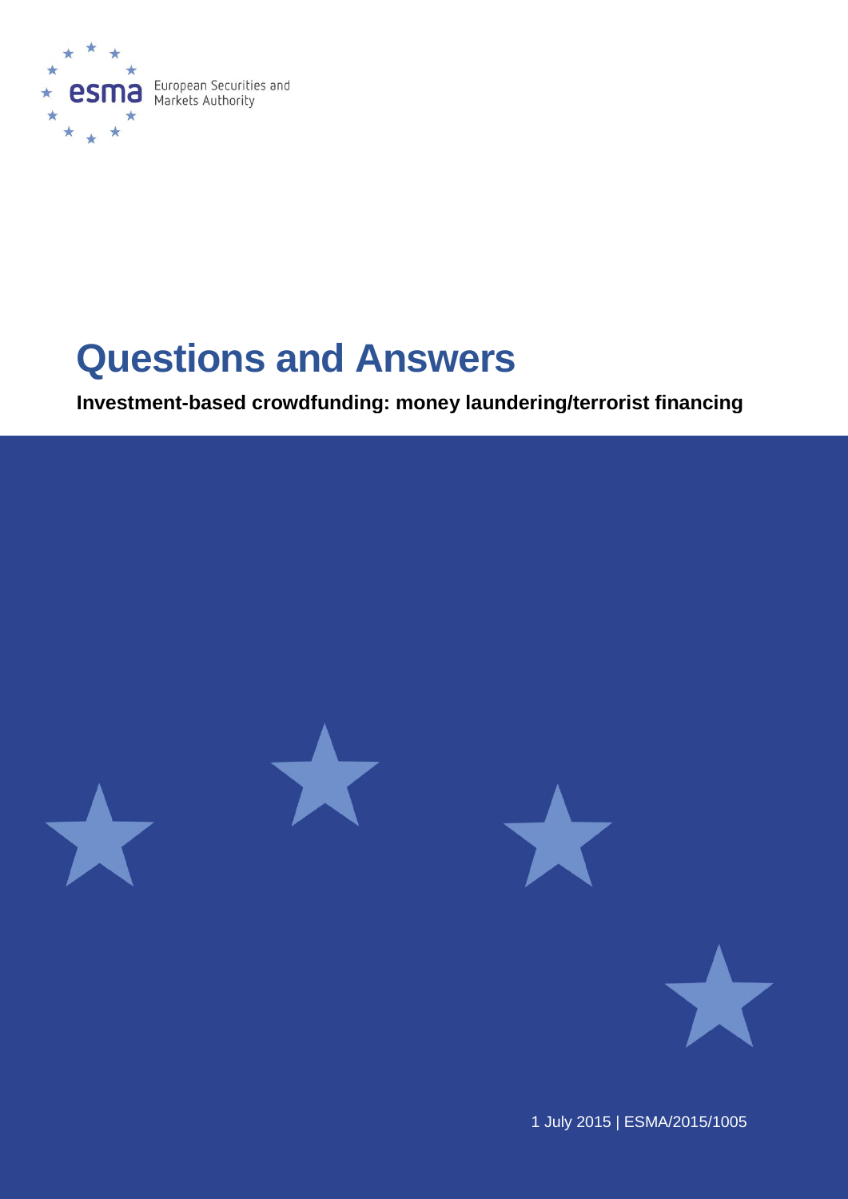European Securities and Markets Authority

# Questions and Answers

**Investment-based crowdfunding: money laundering/terrorist financing**

1 July 2015 | ESMA/2015/1005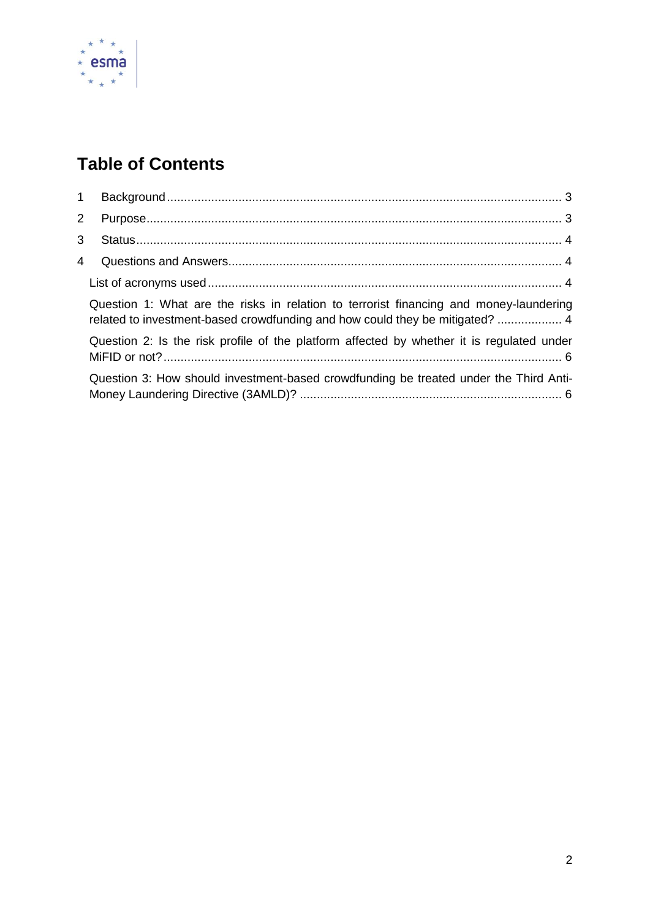# Table of Contents

1 Background ........................................................................................................ 3

2 Purpose .............................................................................................................. 3

3 Status ................................................................................................................. 4

4 Questions and Answers ...................................................................................... 4

List of acronyms used ............................................................................................ 4

Question 1: What are the risks in relation to terrorist financing and money-laundering related to investment-based crowdfunding and how could they be mitigated? .................. 4

Question 2: Is the risk profile of the platform affected by whether it is regulated under MiFID or not? ........................................................................................................ 6

Question 3: How should investment-based crowdfunding be treated under the Third Anti-Money Laundering Directive (3AMLD)? ............................................................... 6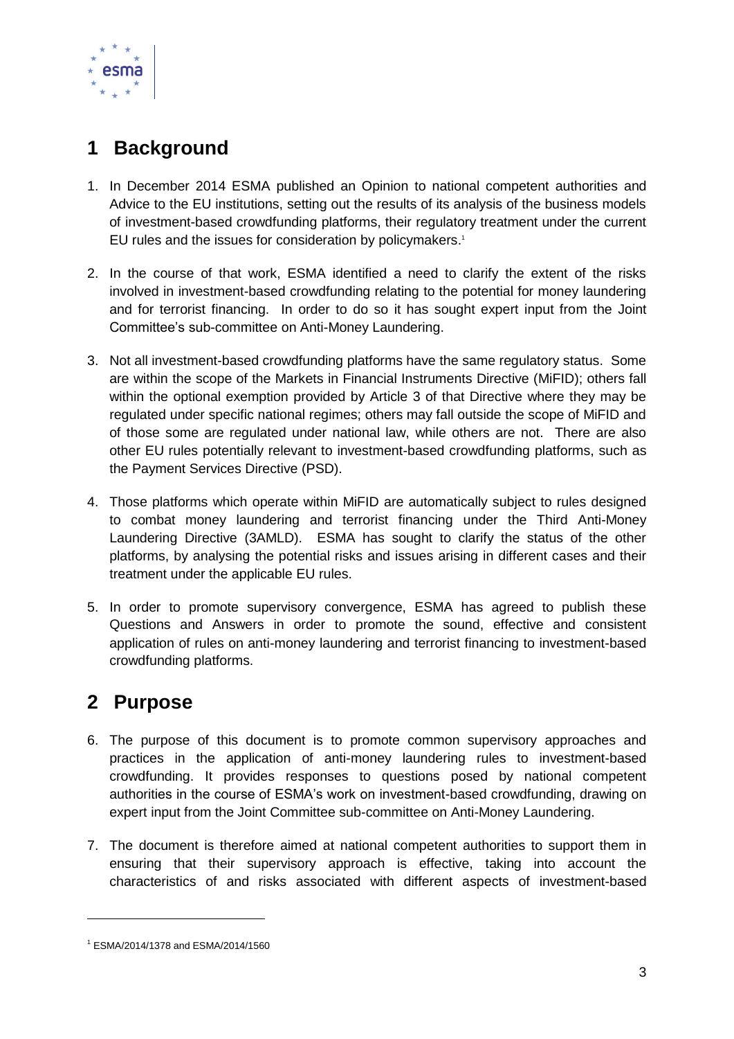# 1 Background

1. In December 2014 ESMA published an Opinion to national competent authorities and Advice to the EU institutions, setting out the results of its analysis of the business models of investment-based crowdfunding platforms, their regulatory treatment under the current EU rules and the issues for consideration by policymakers.[1]

2. In the course of that work, ESMA identified a need to clarify the extent of the risks involved in investment-based crowdfunding relating to the potential for money laundering and for terrorist financing. In order to do so it has sought expert input from the Joint Committee's sub-committee on Anti-Money Laundering.

3. Not all investment-based crowdfunding platforms have the same regulatory status. Some are within the scope of the Markets in Financial Instruments Directive (MiFID); others fall within the optional exemption provided by Article 3 of that Directive where they may be regulated under specific national regimes; others may fall outside the scope of MiFID and of those some are regulated under national law, while others are not. There are also other EU rules potentially relevant to investment-based crowdfunding platforms, such as the Payment Services Directive (PSD).

4. Those platforms which operate within MiFID are automatically subject to rules designed to combat money laundering and terrorist financing under the Third Anti-Money Laundering Directive (3AMLD). ESMA has sought to clarify the status of the other platforms, by analysing the potential risks and issues arising in different cases and their treatment under the applicable EU rules.

5. In order to promote supervisory convergence, ESMA has agreed to publish these Questions and Answers in order to promote the sound, effective and consistent application of rules on anti-money laundering and terrorist financing to investment-based crowdfunding platforms.

# 2 Purpose

6. The purpose of this document is to promote common supervisory approaches and practices in the application of anti-money laundering rules to investment-based crowdfunding. It provides responses to questions posed by national competent authorities in the course of ESMA's work on investment-based crowdfunding, drawing on expert input from the Joint Committee sub-committee on Anti-Money Laundering.

7. The document is therefore aimed at national competent authorities to support them in ensuring that their supervisory approach is effective, taking into account the characteristics of and risks associated with different aspects of investment-based

[1] ESMA/2014/1378 and ESMA/2014/1560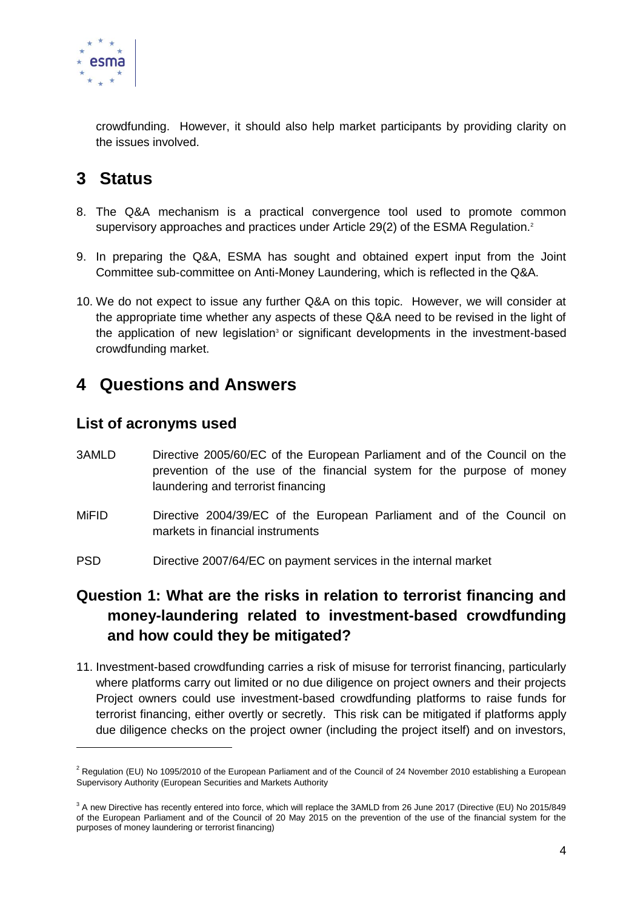crowdfunding. However, it should also help market participants by providing clarity on the issues involved.

# 3 Status

8. The Q&A mechanism is a practical convergence tool used to promote common supervisory approaches and practices under Article 29(2) of the ESMA Regulation.[2]

9. In preparing the Q&A, ESMA has sought and obtained expert input from the Joint Committee sub-committee on Anti-Money Laundering, which is reflected in the Q&A.

10. We do not expect to issue any further Q&A on this topic. However, we will consider at the appropriate time whether any aspects of these Q&A need to be revised in the light of the application of new legislation[3] or significant developments in the investment-based crowdfunding market.

# 4 Questions and Answers

## List of acronyms used

| | |
|---|---|
| 3AMLD | Directive 2005/60/EC of the European Parliament and of the Council on the prevention of the use of the financial system for the purpose of money laundering and terrorist financing |
| MiFID | Directive 2004/39/EC of the European Parliament and of the Council on markets in financial instruments |
| PSD | Directive 2007/64/EC on payment services in the internal market |

## Question 1: What are the risks in relation to terrorist financing and money-laundering related to investment-based crowdfunding and how could they be mitigated?

11. Investment-based crowdfunding carries a risk of misuse for terrorist financing, particularly where platforms carry out limited or no due diligence on project owners and their projects Project owners could use investment-based crowdfunding platforms to raise funds for terrorist financing, either overtly or secretly. This risk can be mitigated if platforms apply due diligence checks on the project owner (including the project itself) and on investors,

---

[2] Regulation (EU) No 1095/2010 of the European Parliament and of the Council of 24 November 2010 establishing a European Supervisory Authority (European Securities and Markets Authority

[3] A new Directive has recently entered into force, which will replace the 3AMLD from 26 June 2017 (Directive (EU) No 2015/849 of the European Parliament and of the Council of 20 May 2015 on the prevention of the use of the financial system for the purposes of money laundering or terrorist financing)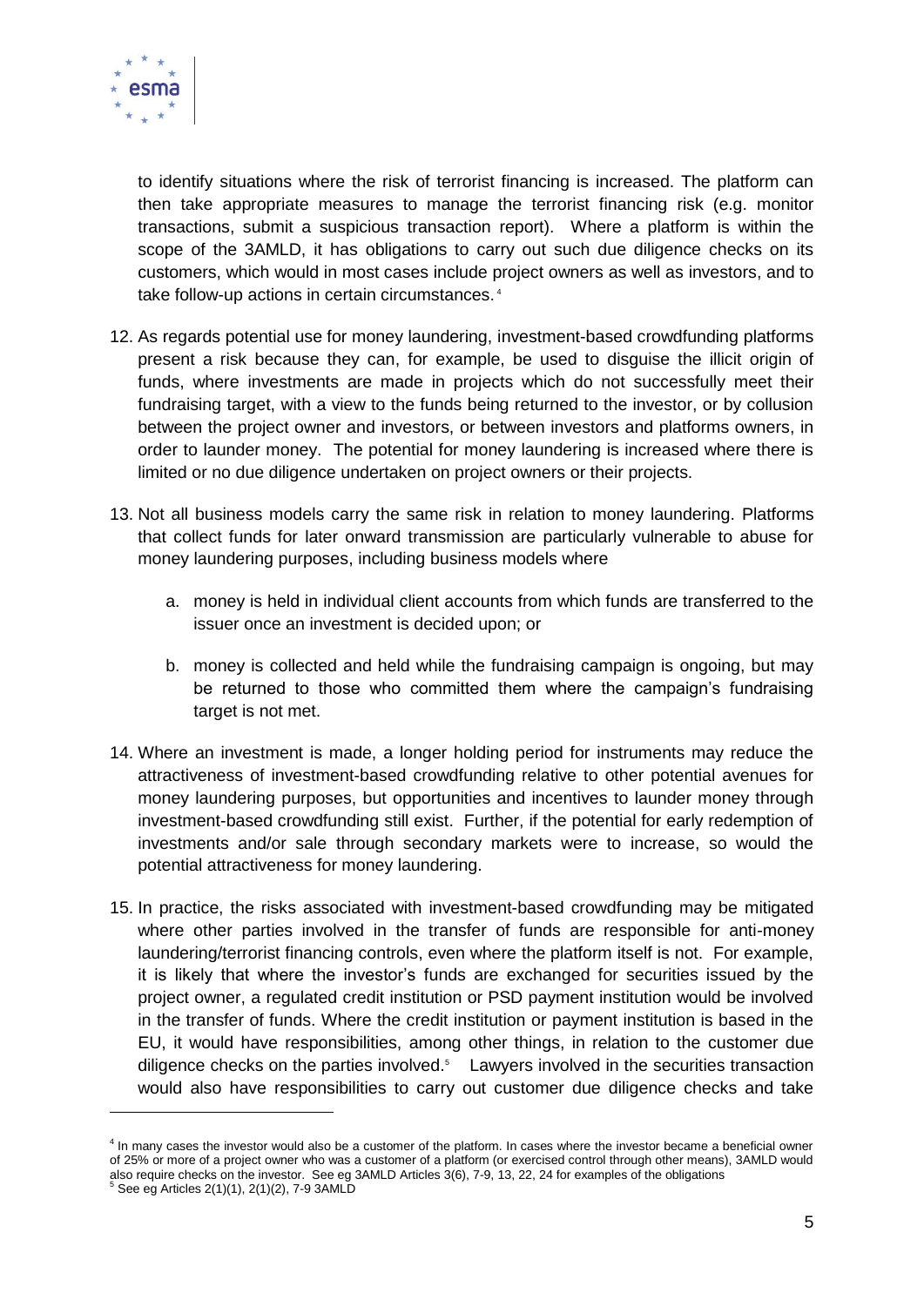to identify situations where the risk of terrorist financing is increased. The platform can then take appropriate measures to manage the terrorist financing risk (e.g. monitor transactions, submit a suspicious transaction report). Where a platform is within the scope of the 3AMLD, it has obligations to carry out such due diligence checks on its customers, which would in most cases include project owners as well as investors, and to take follow-up actions in certain circumstances.[4]

12. As regards potential use for money laundering, investment-based crowdfunding platforms present a risk because they can, for example, be used to disguise the illicit origin of funds, where investments are made in projects which do not successfully meet their fundraising target, with a view to the funds being returned to the investor, or by collusion between the project owner and investors, or between investors and platforms owners, in order to launder money. The potential for money laundering is increased where there is limited or no due diligence undertaken on project owners or their projects.

13. Not all business models carry the same risk in relation to money laundering. Platforms that collect funds for later onward transmission are particularly vulnerable to abuse for money laundering purposes, including business models where

    a. money is held in individual client accounts from which funds are transferred to the issuer once an investment is decided upon; or

    b. money is collected and held while the fundraising campaign is ongoing, but may be returned to those who committed them where the campaign's fundraising target is not met.

14. Where an investment is made, a longer holding period for instruments may reduce the attractiveness of investment-based crowdfunding relative to other potential avenues for money laundering purposes, but opportunities and incentives to launder money through investment-based crowdfunding still exist. Further, if the potential for early redemption of investments and/or sale through secondary markets were to increase, so would the potential attractiveness for money laundering.

15. In practice, the risks associated with investment-based crowdfunding may be mitigated where other parties involved in the transfer of funds are responsible for anti-money laundering/terrorist financing controls, even where the platform itself is not. For example, it is likely that where the investor's funds are exchanged for securities issued by the project owner, a regulated credit institution or PSD payment institution would be involved in the transfer of funds. Where the credit institution or payment institution is based in the EU, it would have responsibilities, among other things, in relation to the customer due diligence checks on the parties involved.[5] Lawyers involved in the securities transaction would also have responsibilities to carry out customer due diligence checks and take

---

[4] In many cases the investor would also be a customer of the platform. In cases where the investor became a beneficial owner of 25% or more of a project owner who was a customer of a platform (or exercised control through other means), 3AMLD would also require checks on the investor. See eg 3AMLD Articles 3(6), 7-9, 13, 22, 24 for examples of the obligations

[5] See eg Articles 2(1)(1), 2(1)(2), 7-9 3AMLD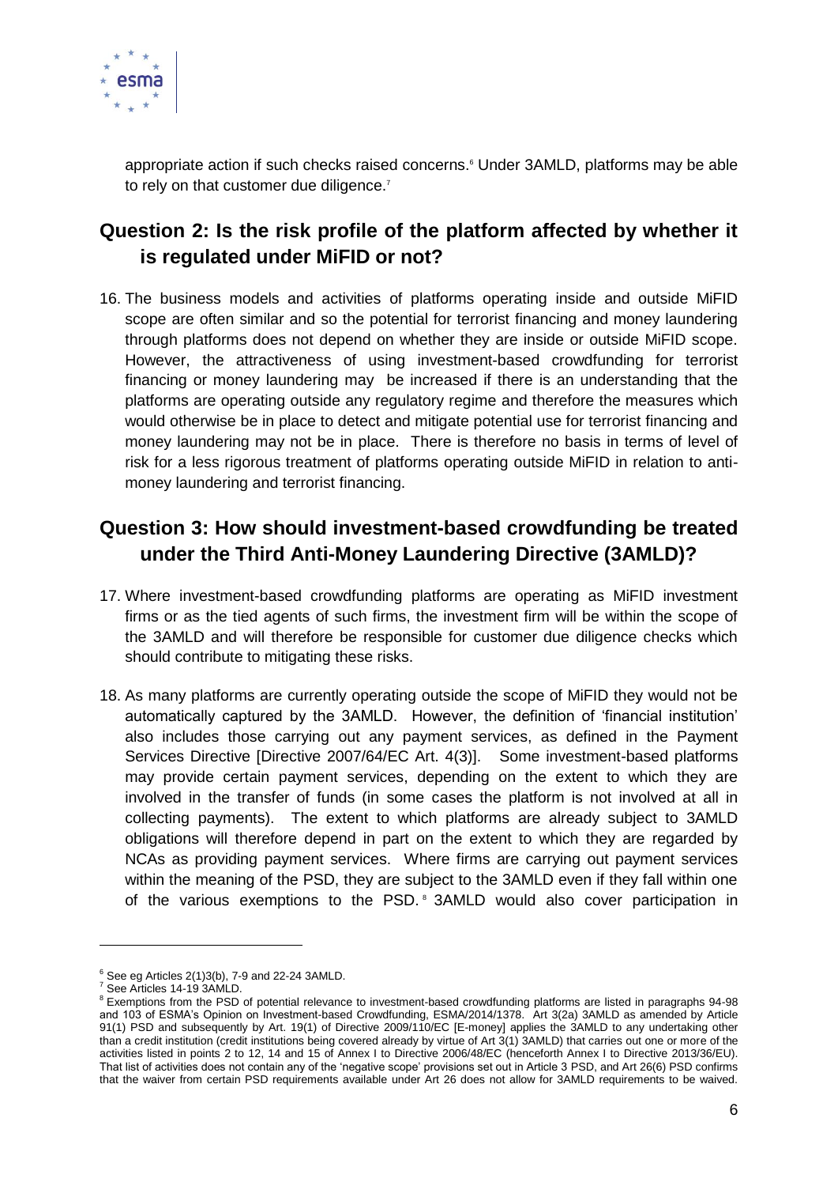appropriate action if such checks raised concerns.[6] Under 3AMLD, platforms may be able to rely on that customer due diligence.[7]

## Question 2: Is the risk profile of the platform affected by whether it is regulated under MiFID or not?

16. The business models and activities of platforms operating inside and outside MiFID scope are often similar and so the potential for terrorist financing and money laundering through platforms does not depend on whether they are inside or outside MiFID scope. However, the attractiveness of using investment-based crowdfunding for terrorist financing or money laundering may be increased if there is an understanding that the platforms are operating outside any regulatory regime and therefore the measures which would otherwise be in place to detect and mitigate potential use for terrorist financing and money laundering may not be in place. There is therefore no basis in terms of level of risk for a less rigorous treatment of platforms operating outside MiFID in relation to anti-money laundering and terrorist financing.

## Question 3: How should investment-based crowdfunding be treated under the Third Anti-Money Laundering Directive (3AMLD)?

17. Where investment-based crowdfunding platforms are operating as MiFID investment firms or as the tied agents of such firms, the investment firm will be within the scope of the 3AMLD and will therefore be responsible for customer due diligence checks which should contribute to mitigating these risks.

18. As many platforms are currently operating outside the scope of MiFID they would not be automatically captured by the 3AMLD. However, the definition of 'financial institution' also includes those carrying out any payment services, as defined in the Payment Services Directive [Directive 2007/64/EC Art. 4(3)]. Some investment-based platforms may provide certain payment services, depending on the extent to which they are involved in the transfer of funds (in some cases the platform is not involved at all in collecting payments). The extent to which platforms are already subject to 3AMLD obligations will therefore depend in part on the extent to which they are regarded by NCAs as providing payment services. Where firms are carrying out payment services within the meaning of the PSD, they are subject to the 3AMLD even if they fall within one of the various exemptions to the PSD.[8] 3AMLD would also cover participation in

---

[6] See eg Articles 2(1)3(b), 7-9 and 22-24 3AMLD.

[7] See Articles 14-19 3AMLD.

[8] Exemptions from the PSD of potential relevance to investment-based crowdfunding platforms are listed in paragraphs 94-98 and 103 of ESMA's Opinion on Investment-based Crowdfunding, ESMA/2014/1378. Art 3(2a) 3AMLD as amended by Article 91(1) PSD and subsequently by Art. 19(1) of Directive 2009/110/EC [E-money] applies the 3AMLD to any undertaking other than a credit institution (credit institutions being covered already by virtue of Art 3(1) 3AMLD) that carries out one or more of the activities listed in points 2 to 12, 14 and 15 of Annex I to Directive 2006/48/EC (henceforth Annex I to Directive 2013/36/EU). That list of activities does not contain any of the 'negative scope' provisions set out in Article 3 PSD, and Art 26(6) PSD confirms that the waiver from certain PSD requirements available under Art 26 does not allow for 3AMLD requirements to be waived.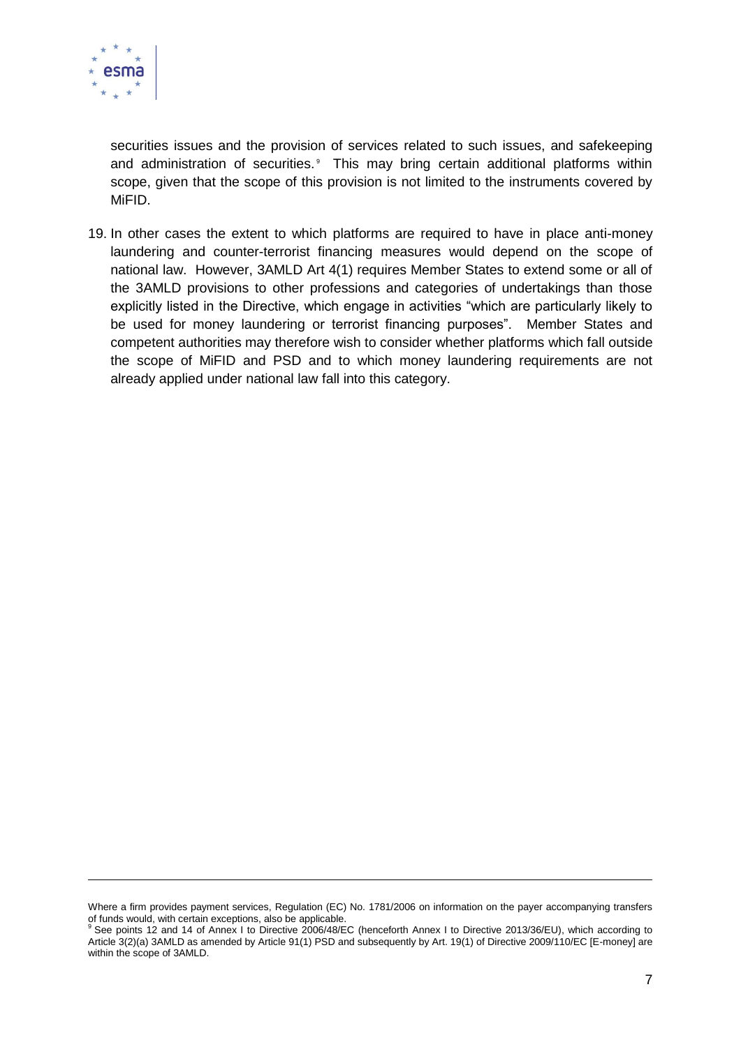securities issues and the provision of services related to such issues, and safekeeping and administration of securities.[9] This may bring certain additional platforms within scope, given that the scope of this provision is not limited to the instruments covered by MiFID.

19. In other cases the extent to which platforms are required to have in place anti-money laundering and counter-terrorist financing measures would depend on the scope of national law. However, 3AMLD Art 4(1) requires Member States to extend some or all of the 3AMLD provisions to other professions and categories of undertakings than those explicitly listed in the Directive, which engage in activities "which are particularly likely to be used for money laundering or terrorist financing purposes". Member States and competent authorities may therefore wish to consider whether platforms which fall outside the scope of MiFID and PSD and to which money laundering requirements are not already applied under national law fall into this category.

---

Where a firm provides payment services, Regulation (EC) No. 1781/2006 on information on the payer accompanying transfers of funds would, with certain exceptions, also be applicable.

[9] See points 12 and 14 of Annex I to Directive 2006/48/EC (henceforth Annex I to Directive 2013/36/EU), which according to Article 3(2)(a) 3AMLD as amended by Article 91(1) PSD and subsequently by Art. 19(1) of Directive 2009/110/EC [E-money] are within the scope of 3AMLD.